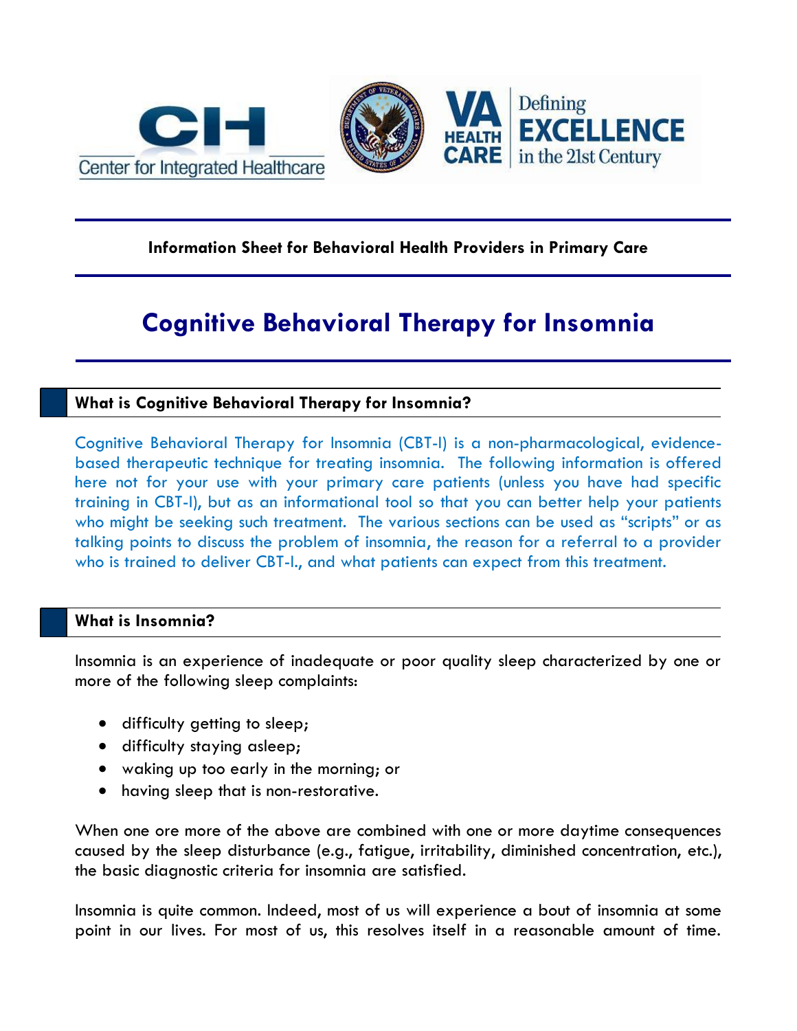Information Sheet for Behavioral Health Providers in Primary Care

# Cognitive Behavioral Therapy for Insomnia

## What is Cognitive Behavioral Therapy for Insomnia?

Cognitive Behavioral Therapy for Insomnia (CBT-I) is a non-pharmacological, evidence-based therapeutic technique for treating insomnia. The following information is offered here not for your use with your primary care patients (unless you have had specific training in CBT-I), but as an informational tool so that you can better help your patients who might be seeking such treatment. The various sections can be used as "scripts" or as talking points to discuss the problem of insomnia, the reason for a referral to a provider who is trained to deliver CBT-I., and what patients can expect from this treatment.

## What is Insomnia?

Insomnia is an experience of inadequate or poor quality sleep characterized by one or more of the following sleep complaints:

- difficulty getting to sleep;
- difficulty staying asleep;
- waking up too early in the morning; or
- having sleep that is non-restorative.

When one ore more of the above are combined with one or more daytime consequences caused by the sleep disturbance (e.g., fatigue, irritability, diminished concentration, etc.), the basic diagnostic criteria for insomnia are satisfied.

Insomnia is quite common. Indeed, most of us will experience a bout of insomnia at some point in our lives. For most of us, this resolves itself in a reasonable amount of time.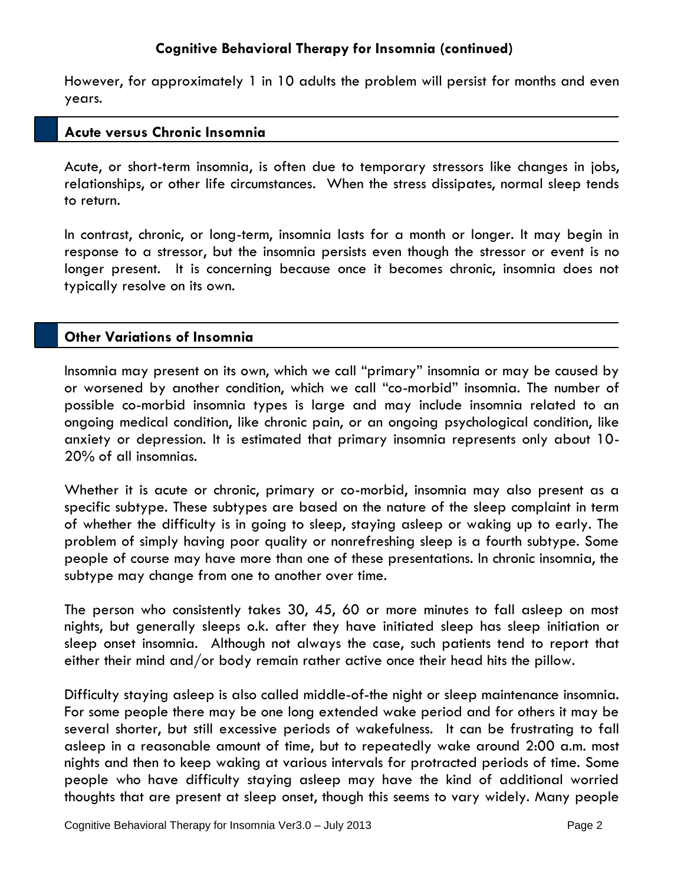## Cognitive Behavioral Therapy for Insomnia (continued)

However, for approximately 1 in 10 adults the problem will persist for months and even years.

### Acute versus Chronic Insomnia

Acute, or short-term insomnia, is often due to temporary stressors like changes in jobs, relationships, or other life circumstances. When the stress dissipates, normal sleep tends to return.

In contrast, chronic, or long-term, insomnia lasts for a month or longer. It may begin in response to a stressor, but the insomnia persists even though the stressor or event is no longer present. It is concerning because once it becomes chronic, insomnia does not typically resolve on its own.

### Other Variations of Insomnia

Insomnia may present on its own, which we call "primary" insomnia or may be caused by or worsened by another condition, which we call "co-morbid" insomnia. The number of possible co-morbid insomnia types is large and may include insomnia related to an ongoing medical condition, like chronic pain, or an ongoing psychological condition, like anxiety or depression. It is estimated that primary insomnia represents only about 10-20% of all insomnias.

Whether it is acute or chronic, primary or co-morbid, insomnia may also present as a specific subtype. These subtypes are based on the nature of the sleep complaint in term of whether the difficulty is in going to sleep, staying asleep or waking up to early. The problem of simply having poor quality or nonrefreshing sleep is a fourth subtype. Some people of course may have more than one of these presentations. In chronic insomnia, the subtype may change from one to another over time.

The person who consistently takes 30, 45, 60 or more minutes to fall asleep on most nights, but generally sleeps o.k. after they have initiated sleep has sleep initiation or sleep onset insomnia. Although not always the case, such patients tend to report that either their mind and/or body remain rather active once their head hits the pillow.

Difficulty staying asleep is also called middle-of-the night or sleep maintenance insomnia. For some people there may be one long extended wake period and for others it may be several shorter, but still excessive periods of wakefulness. It can be frustrating to fall asleep in a reasonable amount of time, but to repeatedly wake around 2:00 a.m. most nights and then to keep waking at various intervals for protracted periods of time. Some people who have difficulty staying asleep may have the kind of additional worried thoughts that are present at sleep onset, though this seems to vary widely. Many people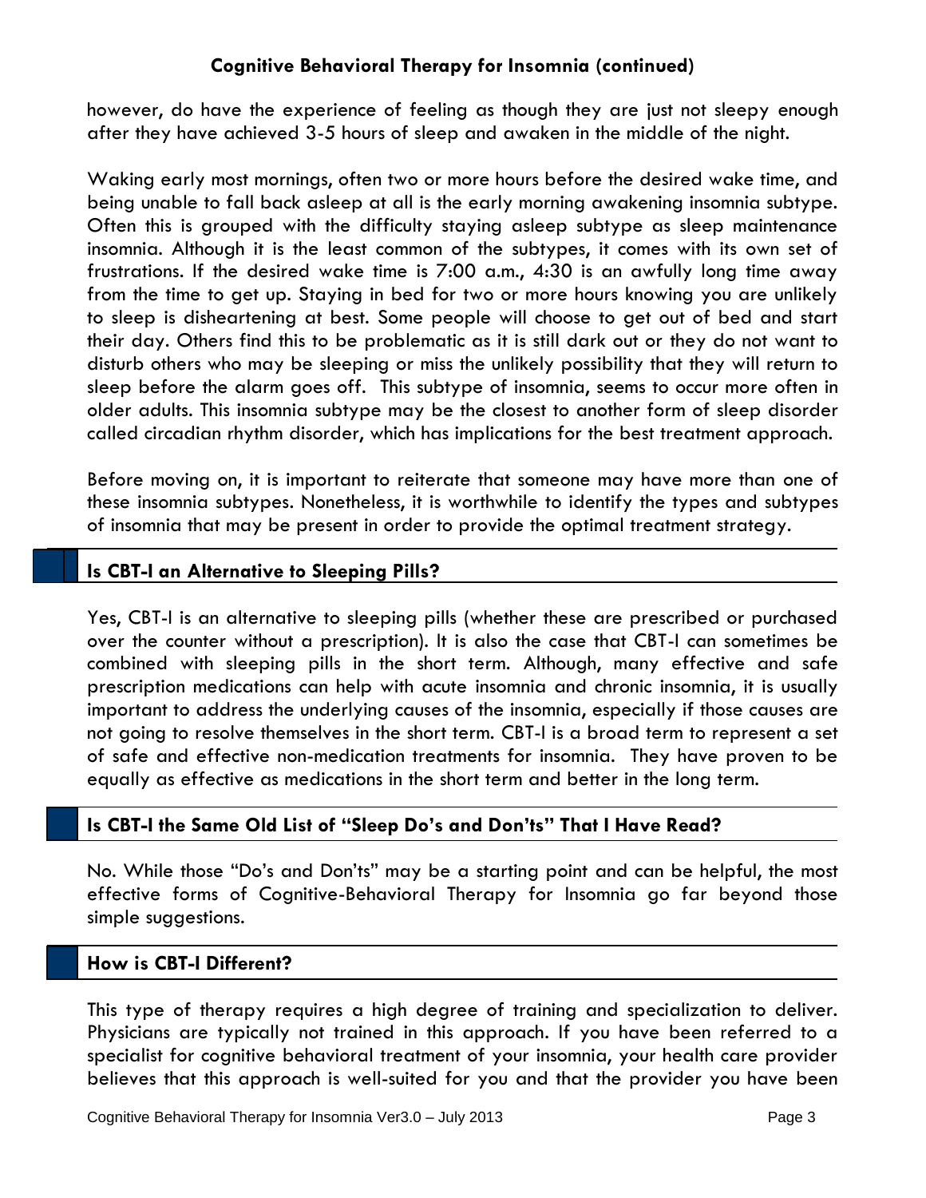however, do have the experience of feeling as though they are just not sleepy enough after they have achieved 3-5 hours of sleep and awaken in the middle of the night.

Waking early most mornings, often two or more hours before the desired wake time, and being unable to fall back asleep at all is the early morning awakening insomnia subtype. Often this is grouped with the difficulty staying asleep subtype as sleep maintenance insomnia. Although it is the least common of the subtypes, it comes with its own set of frustrations. If the desired wake time is 7:00 a.m., 4:30 is an awfully long time away from the time to get up. Staying in bed for two or more hours knowing you are unlikely to sleep is disheartening at best. Some people will choose to get out of bed and start their day. Others find this to be problematic as it is still dark out or they do not want to disturb others who may be sleeping or miss the unlikely possibility that they will return to sleep before the alarm goes off. This subtype of insomnia, seems to occur more often in older adults. This insomnia subtype may be the closest to another form of sleep disorder called circadian rhythm disorder, which has implications for the best treatment approach.

Before moving on, it is important to reiterate that someone may have more than one of these insomnia subtypes. Nonetheless, it is worthwhile to identify the types and subtypes of insomnia that may be present in order to provide the optimal treatment strategy.

## Is CBT-I an Alternative to Sleeping Pills?

Yes, CBT-I is an alternative to sleeping pills (whether these are prescribed or purchased over the counter without a prescription). It is also the case that CBT-I can sometimes be combined with sleeping pills in the short term. Although, many effective and safe prescription medications can help with acute insomnia and chronic insomnia, it is usually important to address the underlying causes of the insomnia, especially if those causes are not going to resolve themselves in the short term. CBT-I is a broad term to represent a set of safe and effective non-medication treatments for insomnia. They have proven to be equally as effective as medications in the short term and better in the long term.

## Is CBT-I the Same Old List of "Sleep Do's and Don'ts" That I Have Read?

No. While those "Do's and Don'ts" may be a starting point and can be helpful, the most effective forms of Cognitive-Behavioral Therapy for Insomnia go far beyond those simple suggestions.

## How is CBT-I Different?

This type of therapy requires a high degree of training and specialization to deliver. Physicians are typically not trained in this approach. If you have been referred to a specialist for cognitive behavioral treatment of your insomnia, your health care provider believes that this approach is well-suited for you and that the provider you have been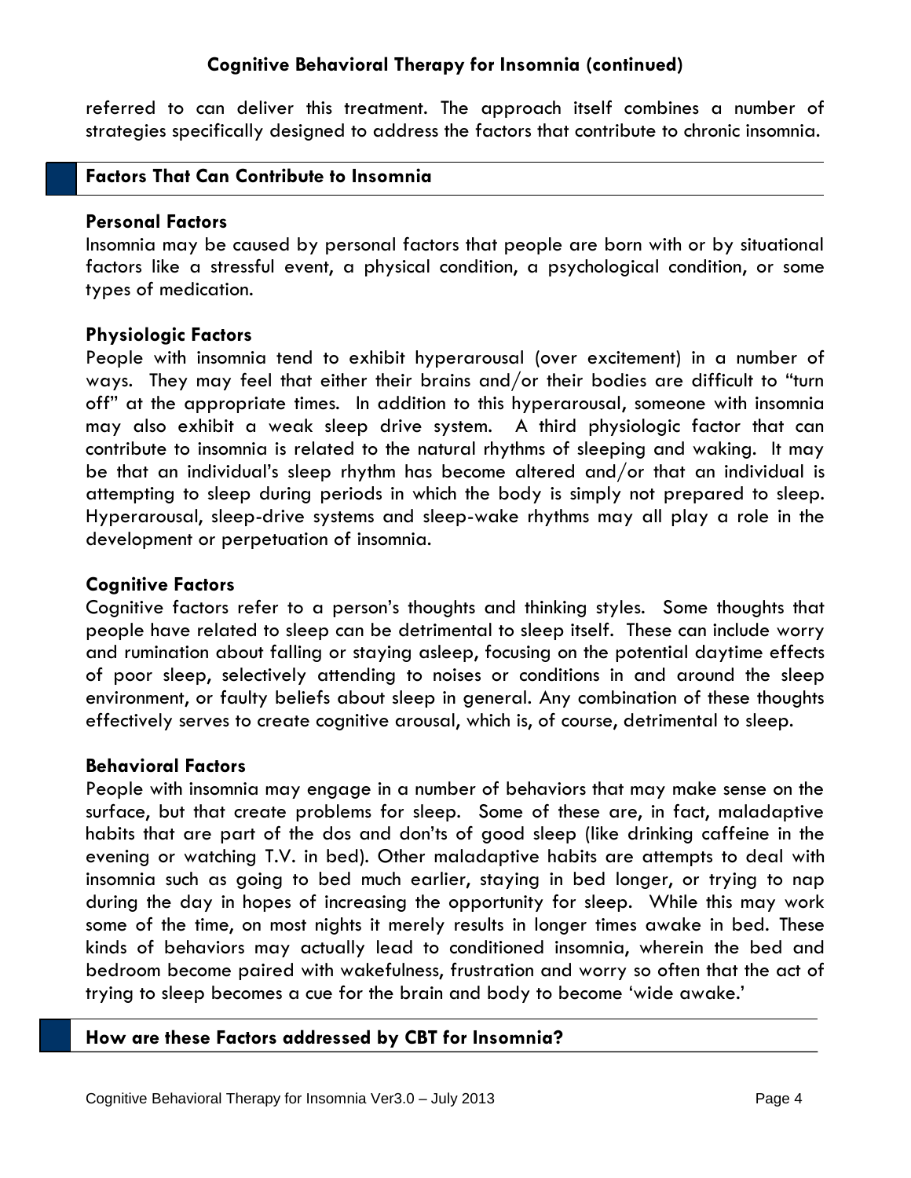referred to can deliver this treatment. The approach itself combines a number of strategies specifically designed to address the factors that contribute to chronic insomnia.

## Factors That Can Contribute to Insomnia

### Personal Factors

Insomnia may be caused by personal factors that people are born with or by situational factors like a stressful event, a physical condition, a psychological condition, or some types of medication.

### Physiologic Factors

People with insomnia tend to exhibit hyperarousal (over excitement) in a number of ways. They may feel that either their brains and/or their bodies are difficult to "turn off" at the appropriate times. In addition to this hyperarousal, someone with insomnia may also exhibit a weak sleep drive system. A third physiologic factor that can contribute to insomnia is related to the natural rhythms of sleeping and waking. It may be that an individual's sleep rhythm has become altered and/or that an individual is attempting to sleep during periods in which the body is simply not prepared to sleep. Hyperarousal, sleep-drive systems and sleep-wake rhythms may all play a role in the development or perpetuation of insomnia.

### Cognitive Factors

Cognitive factors refer to a person's thoughts and thinking styles. Some thoughts that people have related to sleep can be detrimental to sleep itself. These can include worry and rumination about falling or staying asleep, focusing on the potential daytime effects of poor sleep, selectively attending to noises or conditions in and around the sleep environment, or faulty beliefs about sleep in general. Any combination of these thoughts effectively serves to create cognitive arousal, which is, of course, detrimental to sleep.

### Behavioral Factors

People with insomnia may engage in a number of behaviors that may make sense on the surface, but that create problems for sleep. Some of these are, in fact, maladaptive habits that are part of the dos and don'ts of good sleep (like drinking caffeine in the evening or watching T.V. in bed). Other maladaptive habits are attempts to deal with insomnia such as going to bed much earlier, staying in bed longer, or trying to nap during the day in hopes of increasing the opportunity for sleep. While this may work some of the time, on most nights it merely results in longer times awake in bed. These kinds of behaviors may actually lead to conditioned insomnia, wherein the bed and bedroom become paired with wakefulness, frustration and worry so often that the act of trying to sleep becomes a cue for the brain and body to become 'wide awake.'

## How are these Factors addressed by CBT for Insomnia?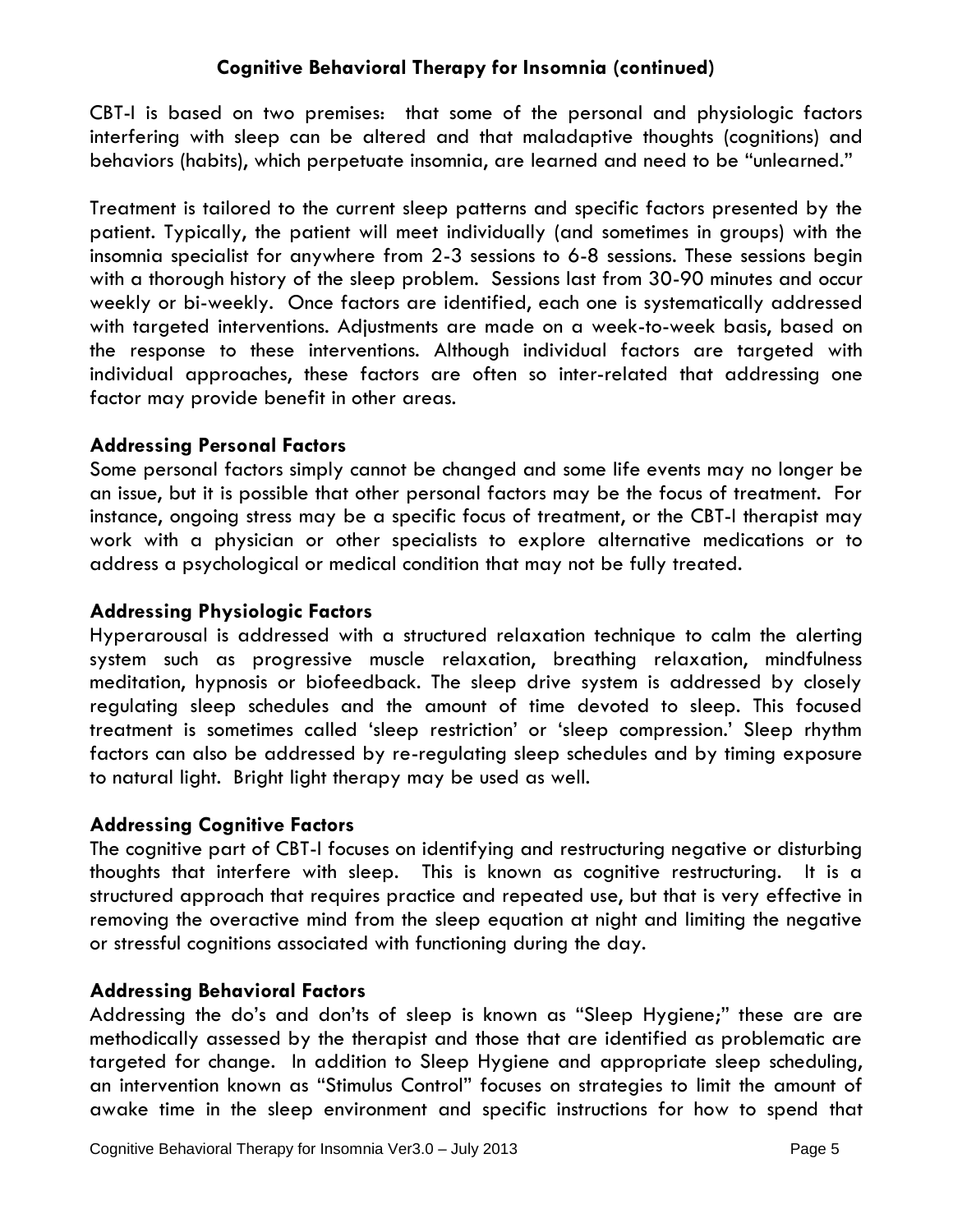## Cognitive Behavioral Therapy for Insomnia (continued)

CBT-I is based on two premises: that some of the personal and physiologic factors interfering with sleep can be altered and that maladaptive thoughts (cognitions) and behaviors (habits), which perpetuate insomnia, are learned and need to be "unlearned."

Treatment is tailored to the current sleep patterns and specific factors presented by the patient. Typically, the patient will meet individually (and sometimes in groups) with the insomnia specialist for anywhere from 2-3 sessions to 6-8 sessions. These sessions begin with a thorough history of the sleep problem. Sessions last from 30-90 minutes and occur weekly or bi-weekly. Once factors are identified, each one is systematically addressed with targeted interventions. Adjustments are made on a week-to-week basis, based on the response to these interventions. Although individual factors are targeted with individual approaches, these factors are often so inter-related that addressing one factor may provide benefit in other areas.

### Addressing Personal Factors

Some personal factors simply cannot be changed and some life events may no longer be an issue, but it is possible that other personal factors may be the focus of treatment. For instance, ongoing stress may be a specific focus of treatment, or the CBT-I therapist may work with a physician or other specialists to explore alternative medications or to address a psychological or medical condition that may not be fully treated.

### Addressing Physiologic Factors

Hyperarousal is addressed with a structured relaxation technique to calm the alerting system such as progressive muscle relaxation, breathing relaxation, mindfulness meditation, hypnosis or biofeedback. The sleep drive system is addressed by closely regulating sleep schedules and the amount of time devoted to sleep. This focused treatment is sometimes called 'sleep restriction' or 'sleep compression.' Sleep rhythm factors can also be addressed by re-regulating sleep schedules and by timing exposure to natural light. Bright light therapy may be used as well.

### Addressing Cognitive Factors

The cognitive part of CBT-I focuses on identifying and restructuring negative or disturbing thoughts that interfere with sleep. This is known as cognitive restructuring. It is a structured approach that requires practice and repeated use, but that is very effective in removing the overactive mind from the sleep equation at night and limiting the negative or stressful cognitions associated with functioning during the day.

### Addressing Behavioral Factors

Addressing the do's and don'ts of sleep is known as "Sleep Hygiene;" these are are methodically assessed by the therapist and those that are identified as problematic are targeted for change. In addition to Sleep Hygiene and appropriate sleep scheduling, an intervention known as "Stimulus Control" focuses on strategies to limit the amount of awake time in the sleep environment and specific instructions for how to spend that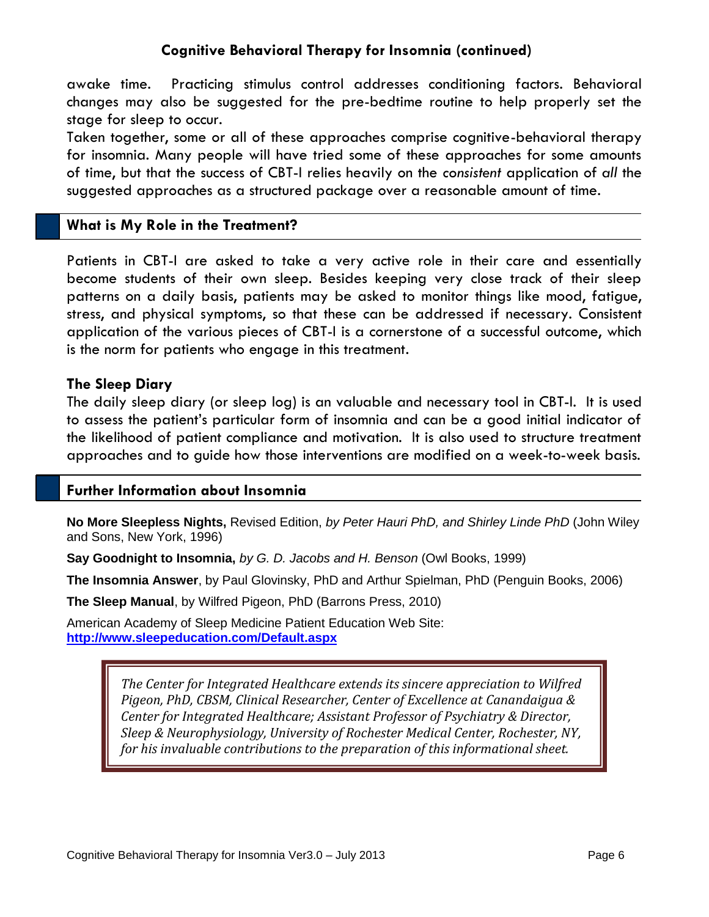awake time. Practicing stimulus control addresses conditioning factors. Behavioral changes may also be suggested for the pre-bedtime routine to help properly set the stage for sleep to occur.

Taken together, some or all of these approaches comprise cognitive-behavioral therapy for insomnia. Many people will have tried some of these approaches for some amounts of time, but that the success of CBT-I relies heavily on the *consistent* application of *all* the suggested approaches as a structured package over a reasonable amount of time.

## What is My Role in the Treatment?

Patients in CBT-I are asked to take a very active role in their care and essentially become students of their own sleep. Besides keeping very close track of their sleep patterns on a daily basis, patients may be asked to monitor things like mood, fatigue, stress, and physical symptoms, so that these can be addressed if necessary. Consistent application of the various pieces of CBT-I is a cornerstone of a successful outcome, which is the norm for patients who engage in this treatment.

### The Sleep Diary

The daily sleep diary (or sleep log) is an valuable and necessary tool in CBT-I. It is used to assess the patient's particular form of insomnia and can be a good initial indicator of the likelihood of patient compliance and motivation. It is also used to structure treatment approaches and to guide how those interventions are modified on a week-to-week basis.

## Further Information about Insomnia

**No More Sleepless Nights,** Revised Edition, *by Peter Hauri PhD, and Shirley Linde PhD* (John Wiley and Sons, New York, 1996)

**Say Goodnight to Insomnia,** *by G. D. Jacobs and H. Benson* (Owl Books, 1999)

**The Insomnia Answer**, by Paul Glovinsky, PhD and Arthur Spielman, PhD (Penguin Books, 2006)

**The Sleep Manual**, by Wilfred Pigeon, PhD (Barrons Press, 2010)

American Academy of Sleep Medicine Patient Education Web Site:
**http://www.sleepeducation.com/Default.aspx**

*The Center for Integrated Healthcare extends its sincere appreciation to Wilfred Pigeon, PhD, CBSM, Clinical Researcher, Center of Excellence at Canandaigua & Center for Integrated Healthcare; Assistant Professor of Psychiatry & Director, Sleep & Neurophysiology, University of Rochester Medical Center, Rochester, NY, for his invaluable contributions to the preparation of this informational sheet.*